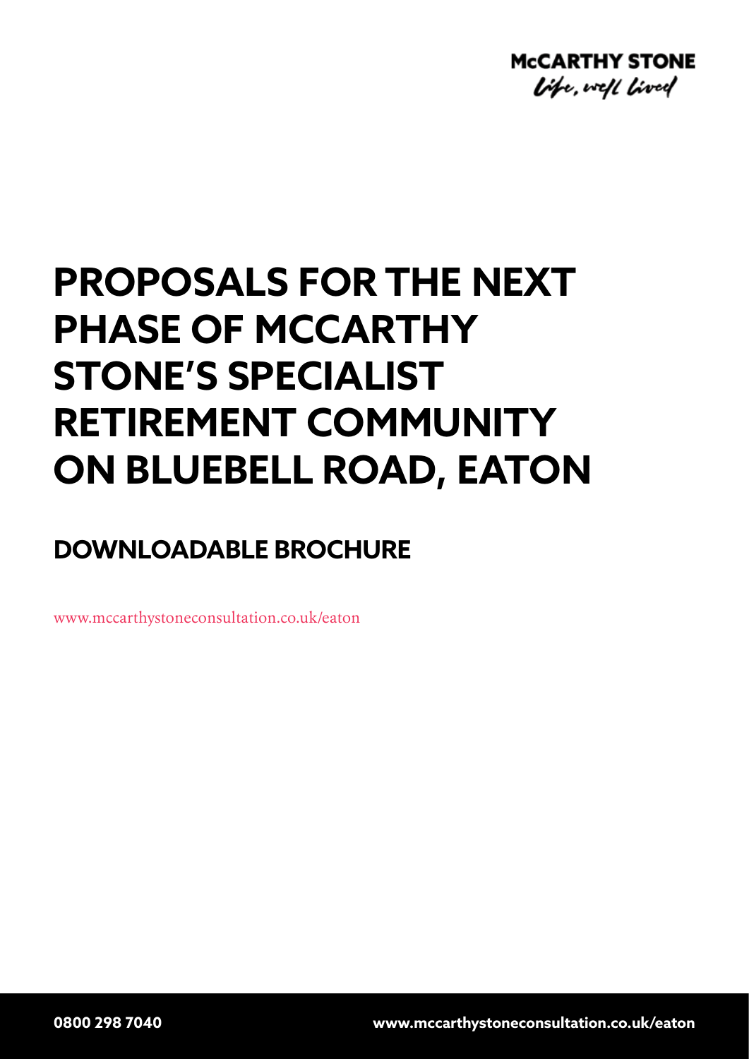McCARTHY STONE

*Life, well lived*

# PROPOSALS FOR THE NEXT PHASE OF MCCARTHY STONE'S SPECIALIST RETIREMENT COMMUNITY ON BLUEBELL ROAD, EATON

## DOWNLOADABLE BROCHURE

www.mccarthystoneconsultation.co.uk/eaton

**0800 298 7040** **www.mccarthystoneconsultation.co.uk/eaton**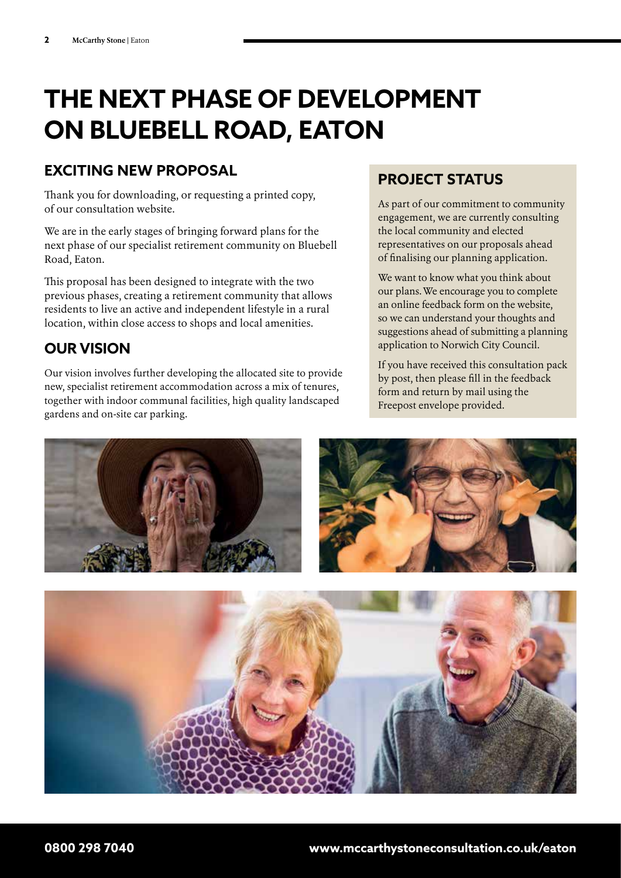# THE NEXT PHASE OF DEVELOPMENT ON BLUEBELL ROAD, EATON

## EXCITING NEW PROPOSAL

Thank you for downloading, or requesting a printed copy, of our consultation website.

We are in the early stages of bringing forward plans for the next phase of our specialist retirement community on Bluebell Road, Eaton.

This proposal has been designed to integrate with the two previous phases, creating a retirement community that allows residents to live an active and independent lifestyle in a rural location, within close access to shops and local amenities.

## OUR VISION

Our vision involves further developing the allocated site to provide new, specialist retirement accommodation across a mix of tenures, together with indoor communal facilities, high quality landscaped gardens and on-site car parking.

## PROJECT STATUS

As part of our commitment to community engagement, we are currently consulting the local community and elected representatives on our proposals ahead of finalising our planning application.

We want to know what you think about our plans. We encourage you to complete an online feedback form on the website, so we can understand your thoughts and suggestions ahead of submitting a planning application to Norwich City Council.

If you have received this consultation pack by post, then please fill in the feedback form and return by mail using the Freepost envelope provided.

**0800 298 7040** **www.mccarthystoneconsultation.co.uk/eaton**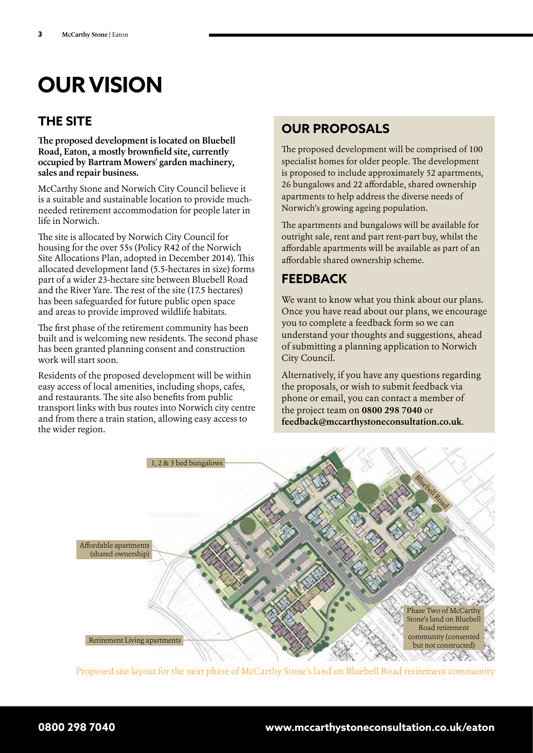# OUR VISION

## THE SITE

**The proposed development is located on Bluebell Road, Eaton, a mostly brownfield site, currently occupied by Bartram Mowers' garden machinery, sales and repair business.**

McCarthy Stone and Norwich City Council believe it is a suitable and sustainable location to provide much-needed retirement accommodation for people later in life in Norwich.

The site is allocated by Norwich City Council for housing for the over 55s (Policy R42 of the Norwich Site Allocations Plan, adopted in December 2014). This allocated development land (5.5-hectares in size) forms part of a wider 23-hectare site between Bluebell Road and the River Yare. The rest of the site (17.5 hectares) has been safeguarded for future public open space and areas to provide improved wildlife habitats.

The first phase of the retirement community has been built and is welcoming new residents. The second phase has been granted planning consent and construction work will start soon.

Residents of the proposed development will be within easy access of local amenities, including shops, cafes, and restaurants. The site also benefits from public transport links with bus routes into Norwich city centre and from there a train station, allowing easy access to the wider region.

## OUR PROPOSALS

The proposed development will be comprised of 100 specialist homes for older people. The development is proposed to include approximately 52 apartments, 26 bungalows and 22 affordable, shared ownership apartments to help address the diverse needs of Norwich's growing ageing population.

The apartments and bungalows will be available for outright sale, rent and part rent-part buy, whilst the affordable apartments will be available as part of an affordable shared ownership scheme.

## FEEDBACK

We want to know what you think about our plans. Once you have read about our plans, we encourage you to complete a feedback form so we can understand your thoughts and suggestions, ahead of submitting a planning application to Norwich City Council.

Alternatively, if you have any questions regarding the proposals, or wish to submit feedback via phone or email, you can contact a member of the project team on **0800 298 7040** or **feedback@mccarthystoneconsultation.co.uk**.

1, 2 & 3 bed bungalows

Affordable apartments (shared ownership)

Retirement Living apartments

Bluebell Road

Phase Two of McCarthy Stone's land on Bluebell Road retirement community (consented but not constructed)

Proposed site layout for the next phase of McCarthy Stone's land on Bluebell Road retirement community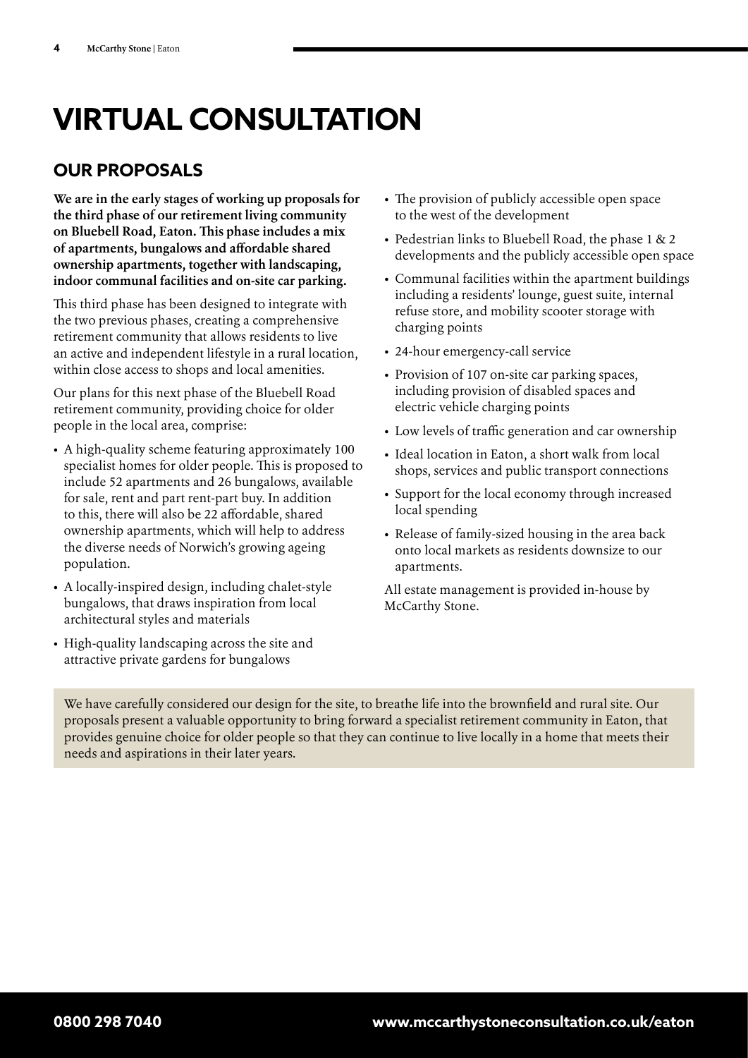# VIRTUAL CONSULTATION

## OUR PROPOSALS

**We are in the early stages of working up proposals for the third phase of our retirement living community on Bluebell Road, Eaton. This phase includes a mix of apartments, bungalows and affordable shared ownership apartments, together with landscaping, indoor communal facilities and on-site car parking.**

This third phase has been designed to integrate with the two previous phases, creating a comprehensive retirement community that allows residents to live an active and independent lifestyle in a rural location, within close access to shops and local amenities.

Our plans for this next phase of the Bluebell Road retirement community, providing choice for older people in the local area, comprise:

- A high-quality scheme featuring approximately 100 specialist homes for older people. This is proposed to include 52 apartments and 26 bungalows, available for sale, rent and part rent-part buy. In addition to this, there will also be 22 affordable, shared ownership apartments, which will help to address the diverse needs of Norwich's growing ageing population.
- A locally-inspired design, including chalet-style bungalows, that draws inspiration from local architectural styles and materials
- High-quality landscaping across the site and attractive private gardens for bungalows
- The provision of publicly accessible open space to the west of the development
- Pedestrian links to Bluebell Road, the phase 1 & 2 developments and the publicly accessible open space
- Communal facilities within the apartment buildings including a residents' lounge, guest suite, internal refuse store, and mobility scooter storage with charging points
- 24-hour emergency-call service
- Provision of 107 on-site car parking spaces, including provision of disabled spaces and electric vehicle charging points
- Low levels of traffic generation and car ownership
- Ideal location in Eaton, a short walk from local shops, services and public transport connections
- Support for the local economy through increased local spending
- Release of family-sized housing in the area back onto local markets as residents downsize to our apartments.

All estate management is provided in-house by McCarthy Stone.

We have carefully considered our design for the site, to breathe life into the brownfield and rural site. Our proposals present a valuable opportunity to bring forward a specialist retirement community in Eaton, that provides genuine choice for older people so that they can continue to live locally in a home that meets their needs and aspirations in their later years.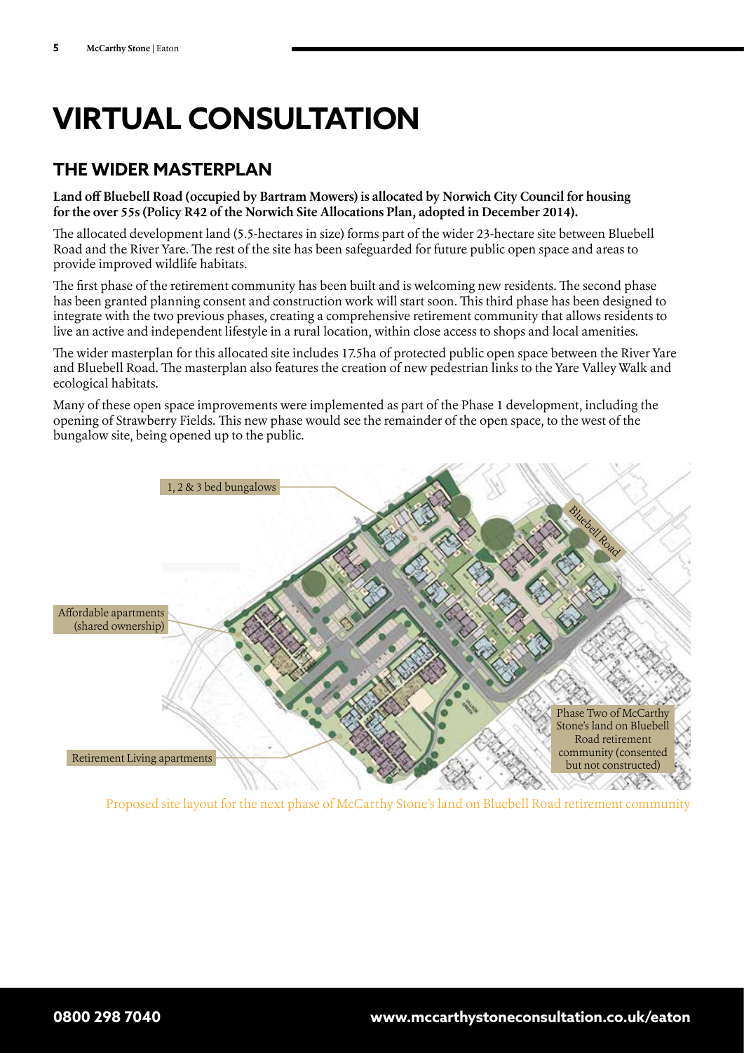# VIRTUAL CONSULTATION

## THE WIDER MASTERPLAN

**Land off Bluebell Road (occupied by Bartram Mowers) is allocated by Norwich City Council for housing for the over 55s (Policy R42 of the Norwich Site Allocations Plan, adopted in December 2014).**

The allocated development land (5.5-hectares in size) forms part of the wider 23-hectare site between Bluebell Road and the River Yare. The rest of the site has been safeguarded for future public open space and areas to provide improved wildlife habitats.

The first phase of the retirement community has been built and is welcoming new residents. The second phase has been granted planning consent and construction work will start soon. This third phase has been designed to integrate with the two previous phases, creating a comprehensive retirement community that allows residents to live an active and independent lifestyle in a rural location, within close access to shops and local amenities.

The wider masterplan for this allocated site includes 17.5ha of protected public open space between the River Yare and Bluebell Road. The masterplan also features the creation of new pedestrian links to the Yare Valley Walk and ecological habitats.

Many of these open space improvements were implemented as part of the Phase 1 development, including the opening of Strawberry Fields. This new phase would see the remainder of the open space, to the west of the bungalow site, being opened up to the public.

1, 2 & 3 bed bungalows

Affordable apartments (shared ownership)

Retirement Living apartments

Bluebell Road

Phase Two of McCarthy Stone's land on Bluebell Road retirement community (consented but not constructed)

Proposed site layout for the next phase of McCarthy Stone's land on Bluebell Road retirement community

**0800 298 7040** | **www.mccarthystoneconsultation.co.uk/eaton**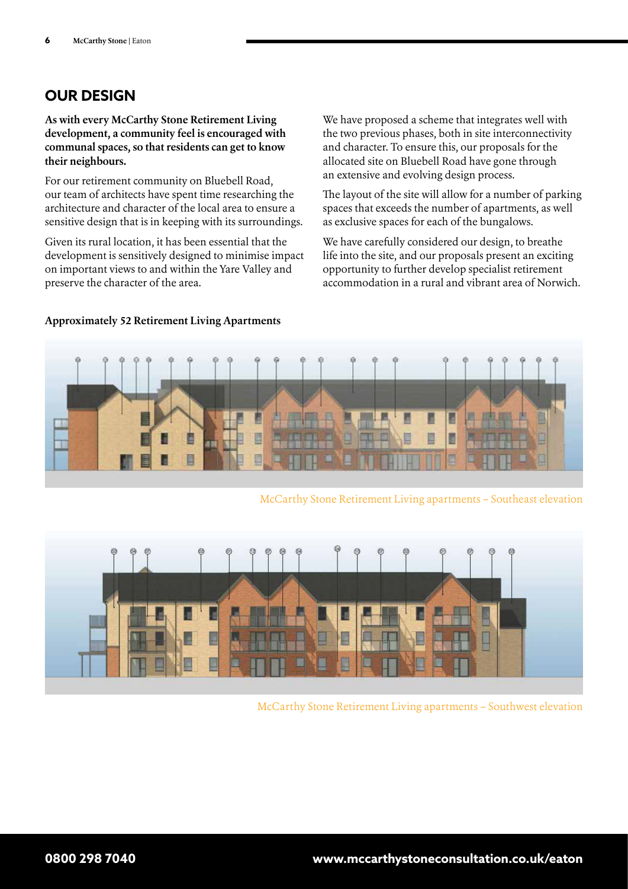## OUR DESIGN

**As with every McCarthy Stone Retirement Living development, a community feel is encouraged with communal spaces, so that residents can get to know their neighbours.**

For our retirement community on Bluebell Road, our team of architects have spent time researching the architecture and character of the local area to ensure a sensitive design that is in keeping with its surroundings.

Given its rural location, it has been essential that the development is sensitively designed to minimise impact on important views to and within the Yare Valley and preserve the character of the area.

We have proposed a scheme that integrates well with the two previous phases, both in site interconnectivity and character. To ensure this, our proposals for the allocated site on Bluebell Road have gone through an extensive and evolving design process.

The layout of the site will allow for a number of parking spaces that exceeds the number of apartments, as well as exclusive spaces for each of the bungalows.

We have carefully considered our design, to breathe life into the site, and our proposals present an exciting opportunity to further develop specialist retirement accommodation in a rural and vibrant area of Norwich.

**Approximately 52 Retirement Living Apartments**

McCarthy Stone Retirement Living apartments – Southeast elevation

McCarthy Stone Retirement Living apartments – Southwest elevation

0800 298 7040

www.mccarthystoneconsultation.co.uk/eaton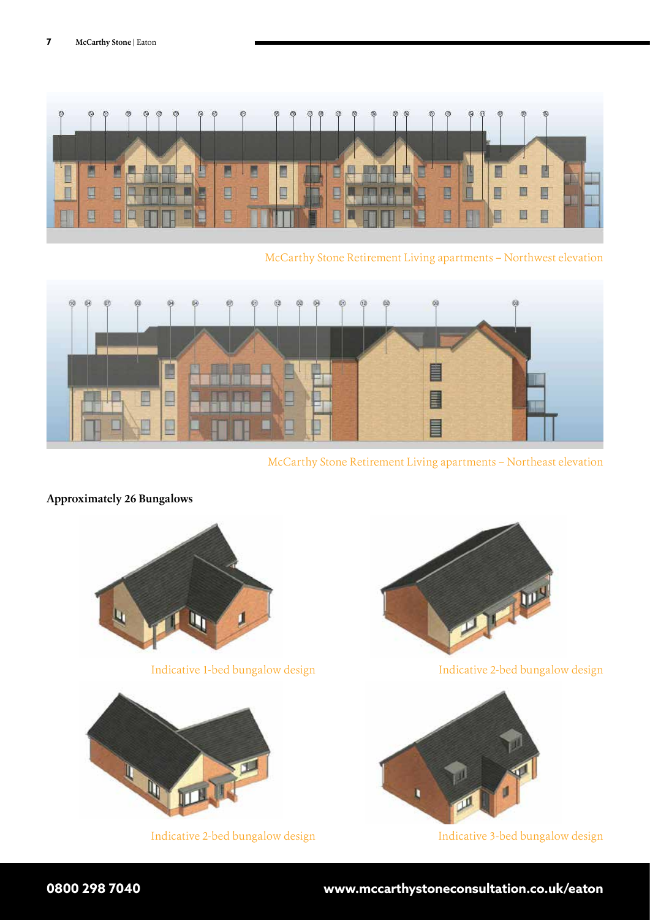McCarthy Stone Retirement Living apartments – Northwest elevation

McCarthy Stone Retirement Living apartments – Northeast elevation

**Approximately 26 Bungalows**

Indicative 1-bed bungalow design

Indicative 2-bed bungalow design

Indicative 2-bed bungalow design

Indicative 3-bed bungalow design

**0800 298 7040**

**www.mccarthystoneconsultation.co.uk/eaton**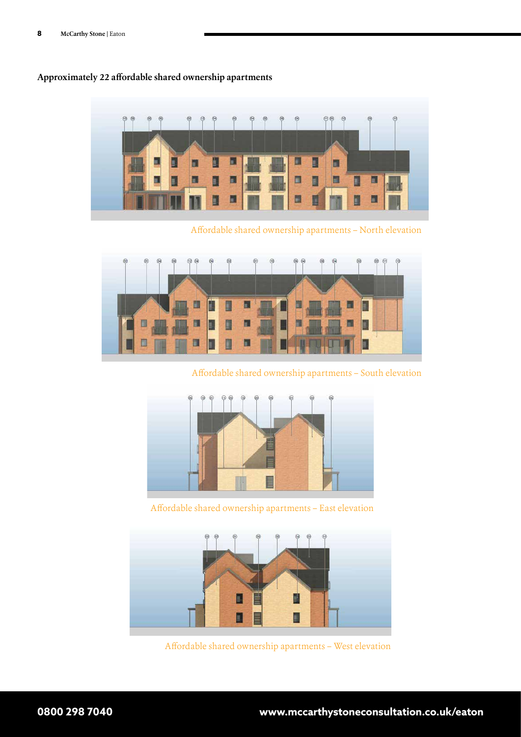**Approximately 22 affordable shared ownership apartments**

Affordable shared ownership apartments – North elevation

Affordable shared ownership apartments – South elevation

Affordable shared ownership apartments – East elevation

Affordable shared ownership apartments – West elevation

**0800 298 7040** **www.mccarthystoneconsultation.co.uk/eaton**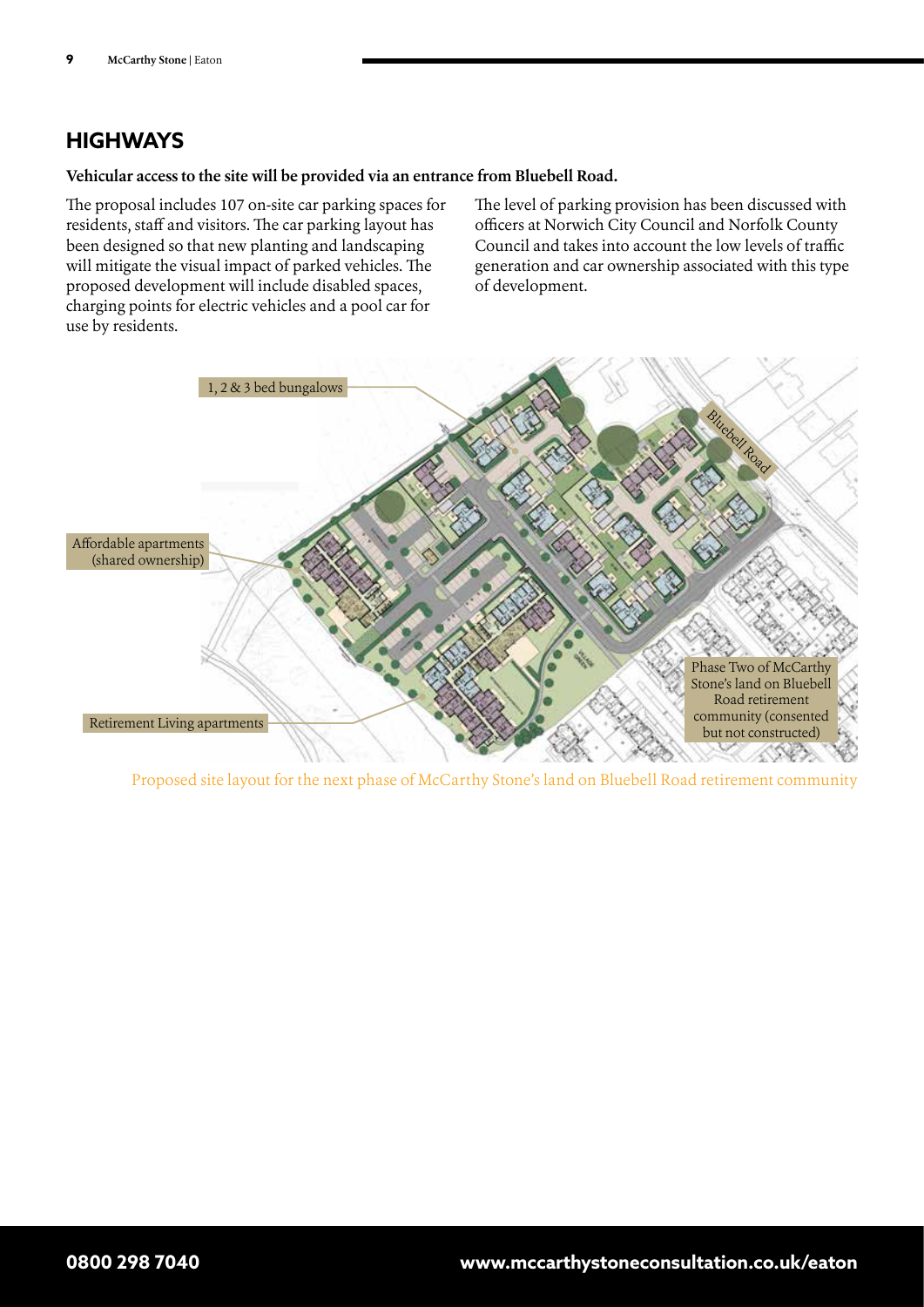## HIGHWAYS

**Vehicular access to the site will be provided via an entrance from Bluebell Road.**

The proposal includes 107 on-site car parking spaces for residents, staff and visitors. The car parking layout has been designed so that new planting and landscaping will mitigate the visual impact of parked vehicles. The proposed development will include disabled spaces, charging points for electric vehicles and a pool car for use by residents.

The level of parking provision has been discussed with officers at Norwich City Council and Norfolk County Council and takes into account the low levels of traffic generation and car ownership associated with this type of development.

1, 2 & 3 bed bungalows

Bluebell Road

Affordable apartments (shared ownership)

Phase Two of McCarthy Stone's land on Bluebell Road retirement community (consented but not constructed)

Retirement Living apartments

Proposed site layout for the next phase of McCarthy Stone's land on Bluebell Road retirement community

0800 298 7040

www.mccarthystoneconsultation.co.uk/eaton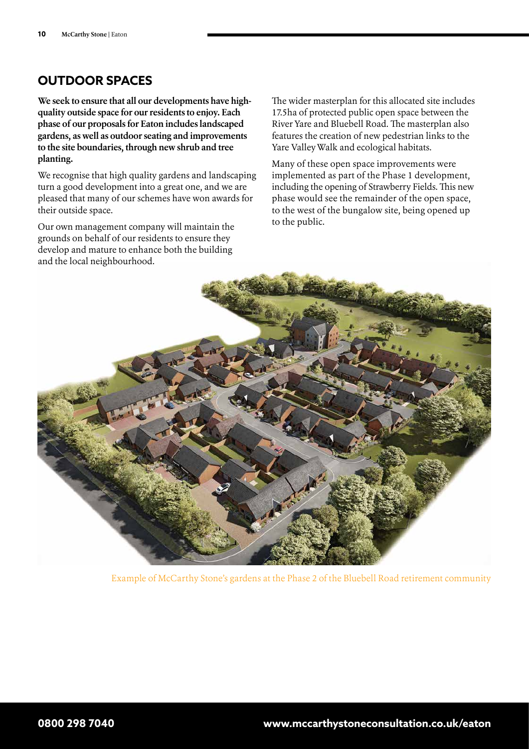## OUTDOOR SPACES

**We seek to ensure that all our developments have high-quality outside space for our residents to enjoy. Each phase of our proposals for Eaton includes landscaped gardens, as well as outdoor seating and improvements to the site boundaries, through new shrub and tree planting.**

We recognise that high quality gardens and landscaping turn a good development into a great one, and we are pleased that many of our schemes have won awards for their outside space.

Our own management company will maintain the grounds on behalf of our residents to ensure they develop and mature to enhance both the building and the local neighbourhood.

The wider masterplan for this allocated site includes 17.5ha of protected public open space between the River Yare and Bluebell Road. The masterplan also features the creation of new pedestrian links to the Yare Valley Walk and ecological habitats.

Many of these open space improvements were implemented as part of the Phase 1 development, including the opening of Strawberry Fields. This new phase would see the remainder of the open space, to the west of the bungalow site, being opened up to the public.

Example of McCarthy Stone's gardens at the Phase 2 of the Bluebell Road retirement community

**0800 298 7040** **www.mccarthystoneconsultation.co.uk/eaton**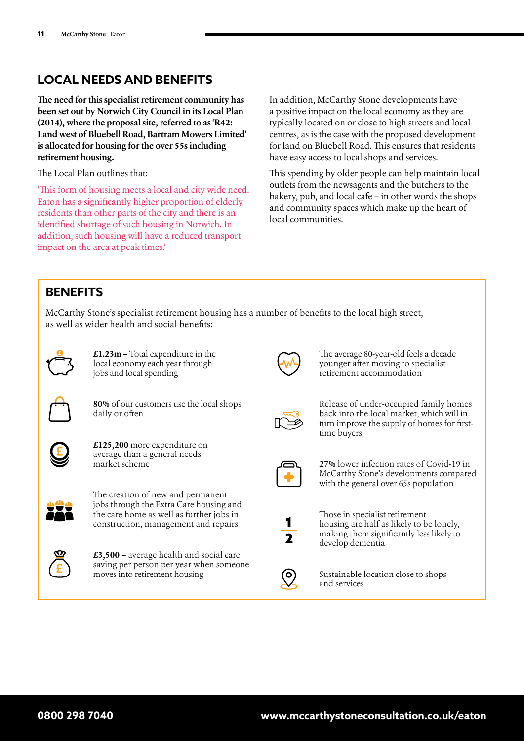## LOCAL NEEDS AND BENEFITS

**The need for this specialist retirement community has been set out by Norwich City Council in its Local Plan (2014), where the proposal site, referred to as 'R42: Land west of Bluebell Road, Bartram Mowers Limited' is allocated for housing for the over 55s including retirement housing.**

The Local Plan outlines that:

'This form of housing meets a local and city wide need. Eaton has a significantly higher proportion of elderly residents than other parts of the city and there is an identified shortage of such housing in Norwich. In addition, such housing will have a reduced transport impact on the area at peak times.'

In addition, McCarthy Stone developments have a positive impact on the local economy as they are typically located on or close to high streets and local centres, as is the case with the proposed development for land on Bluebell Road. This ensures that residents have easy access to local shops and services.

This spending by older people can help maintain local outlets from the newsagents and the butchers to the bakery, pub, and local cafe – in other words the shops and community spaces which make up the heart of local communities.

## BENEFITS

McCarthy Stone's specialist retirement housing has a number of benefits to the local high street, as well as wider health and social benefits:

- **£1.23m** – Total expenditure in the local economy each year through jobs and local spending
- **80%** of our customers use the local shops daily or often
- **£125,200** more expenditure on average than a general needs market scheme
- The creation of new and permanent jobs through the Extra Care housing and the care home as well as further jobs in construction, management and repairs
- **£3,500** – average health and social care saving per person per year when someone moves into retirement housing
- The average 80-year-old feels a decade younger after moving to specialist retirement accommodation
- Release of under-occupied family homes back into the local market, which will in turn improve the supply of homes for first-time buyers
- **27%** lower infection rates of Covid-19 in McCarthy Stone's developments compared with the general over 65s population
- Those in specialist retirement housing are half as likely to be lonely, making them significantly less likely to develop dementia
- Sustainable location close to shops and services

**0800 298 7040** **www.mccarthystoneconsultation.co.uk/eaton**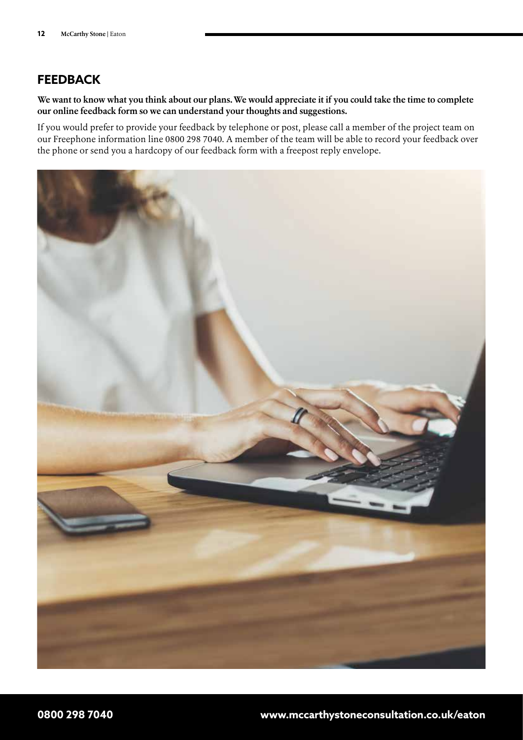## FEEDBACK

**We want to know what you think about our plans. We would appreciate it if you could take the time to complete our online feedback form so we can understand your thoughts and suggestions.**

If you would prefer to provide your feedback by telephone or post, please call a member of the project team on our Freephone information line 0800 298 7040. A member of the team will be able to record your feedback over the phone or send you a hardcopy of our feedback form with a freepost reply envelope.

**0800 298 7040** **www.mccarthystoneconsultation.co.uk/eaton**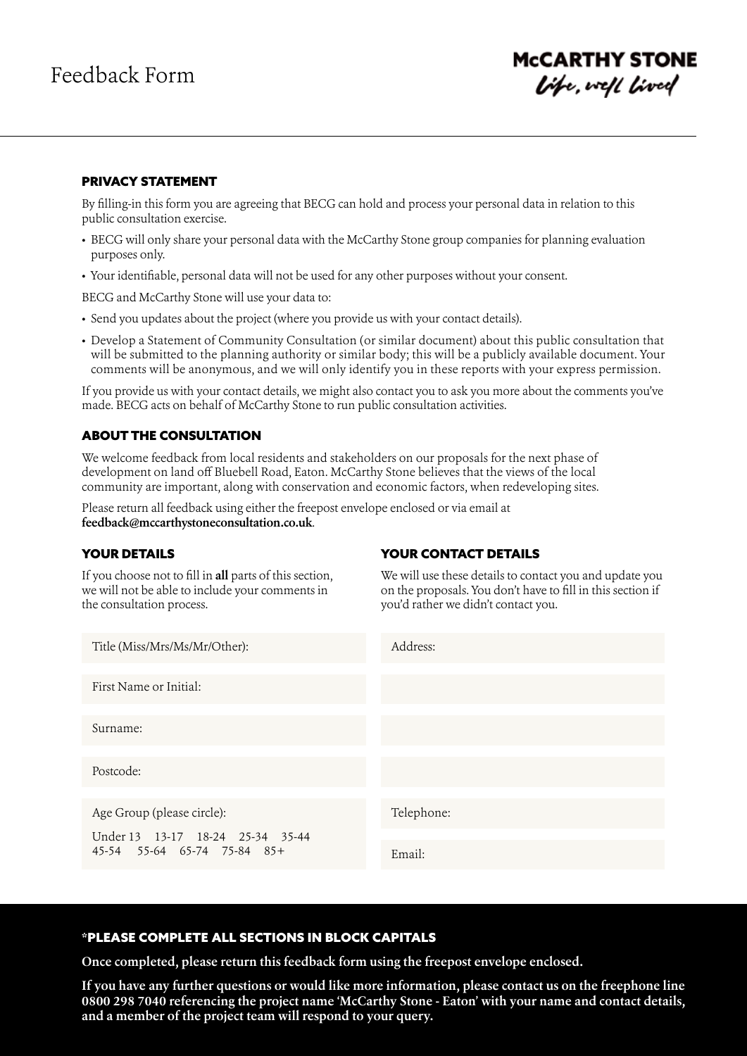# Feedback Form

**McCARTHY STONE**
*Life, well lived*

## PRIVACY STATEMENT

By filling-in this form you are agreeing that BECG can hold and process your personal data in relation to this public consultation exercise.

- BECG will only share your personal data with the McCarthy Stone group companies for planning evaluation purposes only.
- Your identifiable, personal data will not be used for any other purposes without your consent.

BECG and McCarthy Stone will use your data to:

- Send you updates about the project (where you provide us with your contact details).
- Develop a Statement of Community Consultation (or similar document) about this public consultation that will be submitted to the planning authority or similar body; this will be a publicly available document. Your comments will be anonymous, and we will only identify you in these reports with your express permission.

If you provide us with your contact details, we might also contact you to ask you more about the comments you've made. BECG acts on behalf of McCarthy Stone to run public consultation activities.

## ABOUT THE CONSULTATION

We welcome feedback from local residents and stakeholders on our proposals for the next phase of development on land off Bluebell Road, Eaton. McCarthy Stone believes that the views of the local community are important, along with conservation and economic factors, when redeveloping sites.

Please return all feedback using either the freepost envelope enclosed or via email at **feedback@mccarthystoneconsultation.co.uk**.

## YOUR DETAILS

If you choose not to fill in **all** parts of this section, we will not be able to include your comments in the consultation process.

Title (Miss/Mrs/Ms/Mr/Other):

First Name or Initial:

Surname:

Postcode:

Age Group (please circle):

Under 13 13-17 18-24 25-34 35-44 45-54 55-64 65-74 75-84 85+

## YOUR CONTACT DETAILS

We will use these details to contact you and update you on the proposals. You don't have to fill in this section if you'd rather we didn't contact you.

Address:

Telephone:

Email:

## *PLEASE COMPLETE ALL SECTIONS IN BLOCK CAPITALS

**Once completed, please return this feedback form using the freepost envelope enclosed.**

**If you have any further questions or would like more information, please contact us on the freephone line 0800 298 7040 referencing the project name 'McCarthy Stone - Eaton' with your name and contact details, and a member of the project team will respond to your query.**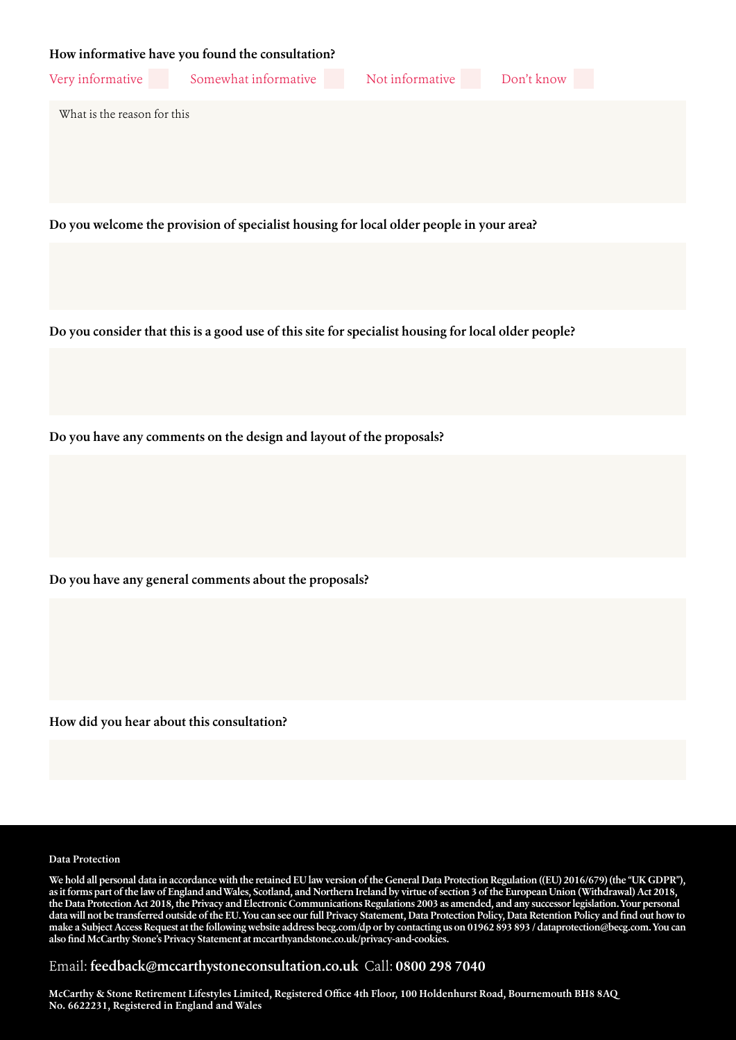**How informative have you found the consultation?**

Very informative ☐ Somewhat informative ☐ Not informative ☐ Don't know ☐

What is the reason for this

**Do you welcome the provision of specialist housing for local older people in your area?**

**Do you consider that this is a good use of this site for specialist housing for local older people?**

**Do you have any comments on the design and layout of the proposals?**

**Do you have any general comments about the proposals?**

**How did you hear about this consultation?**

**Data Protection**

**We hold all personal data in accordance with the retained EU law version of the General Data Protection Regulation ((EU) 2016/679) (the "UK GDPR"), as it forms part of the law of England and Wales, Scotland, and Northern Ireland by virtue of section 3 of the European Union (Withdrawal) Act 2018, the Data Protection Act 2018, the Privacy and Electronic Communications Regulations 2003 as amended, and any successor legislation. Your personal data will not be transferred outside of the EU. You can see our full Privacy Statement, Data Protection Policy, Data Retention Policy and find out how to make a Subject Access Request at the following website address becg.com/dp or by contacting us on 01962 893 893 / dataprotection@becg.com. You can also find McCarthy Stone's Privacy Statement at mccarthyandstone.co.uk/privacy-and-cookies.**

Email: **feedback@mccarthystoneconsultation.co.uk** Call: **0800 298 7040**

**McCarthy & Stone Retirement Lifestyles Limited, Registered Office 4th Floor, 100 Holdenhurst Road, Bournemouth BH8 8AQ No. 6622231, Registered in England and Wales**